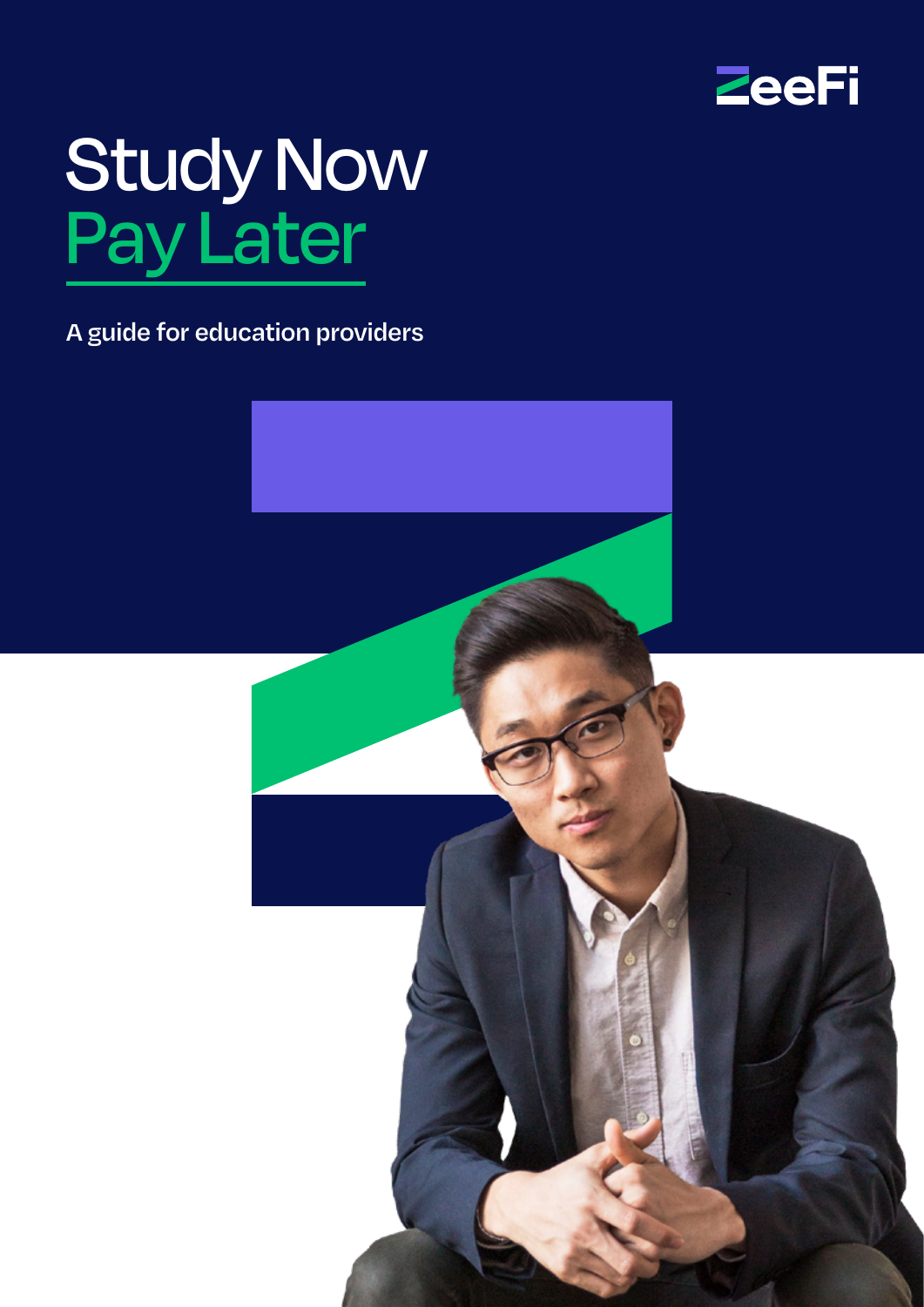ZeeFi

# Study Now Pay Later

A guide for education providers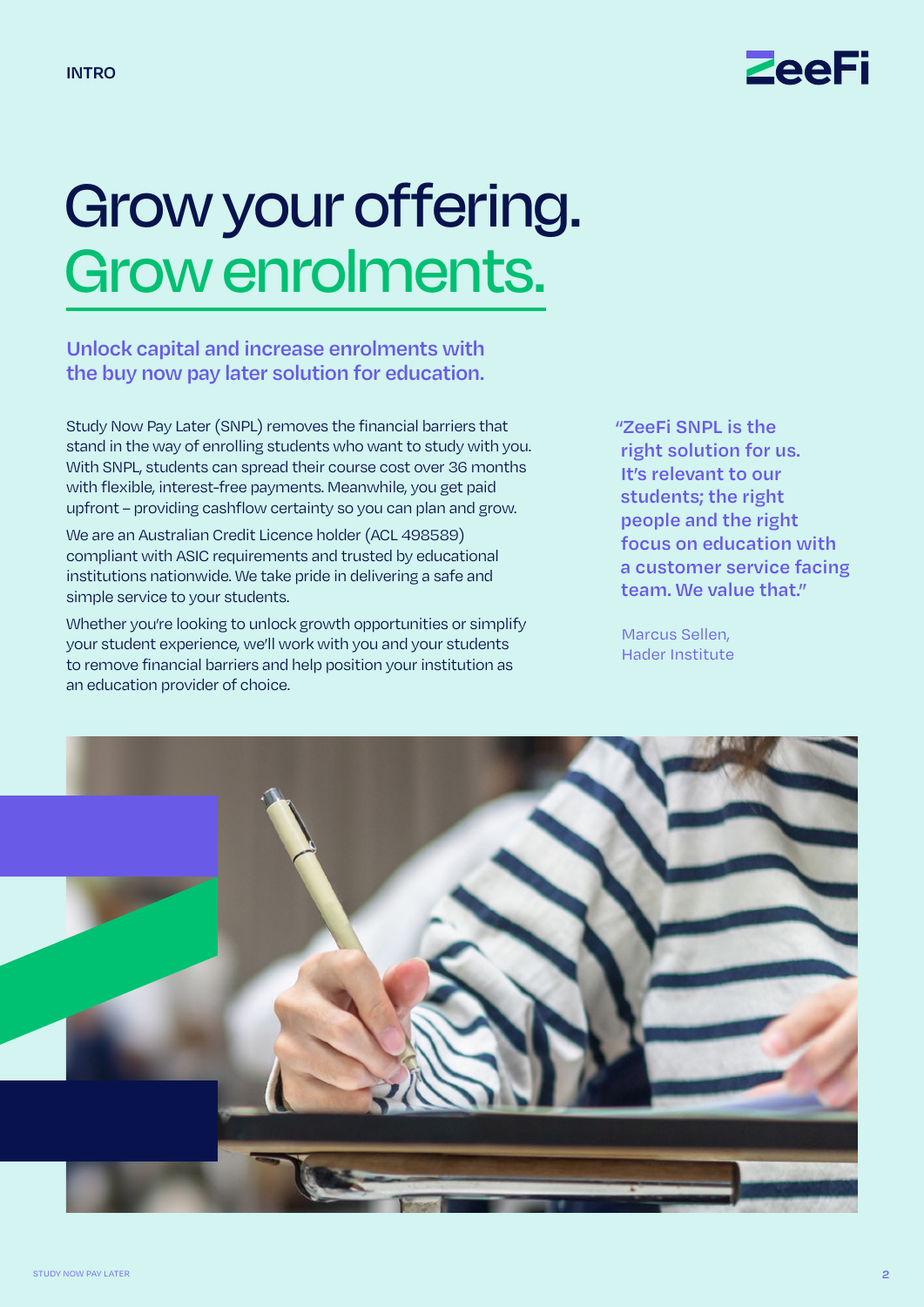INTRO

# Grow your offering. Grow enrolments.

## Unlock capital and increase enrolments with the buy now pay later solution for education.

Study Now Pay Later (SNPL) removes the financial barriers that stand in the way of enrolling students who want to study with you. With SNPL, students can spread their course cost over 36 months with flexible, interest-free payments. Meanwhile, you get paid upfront – providing cashflow certainty so you can plan and grow.

We are an Australian Credit Licence holder (ACL 498589) compliant with ASIC requirements and trusted by educational institutions nationwide. We take pride in delivering a safe and simple service to your students.

Whether you're looking to unlock growth opportunities or simplify your student experience, we'll work with you and your students to remove financial barriers and help position your institution as an education provider of choice.

> **"ZeeFi SNPL is the right solution for us. It's relevant to our students; the right people and the right focus on education with a customer service facing team. We value that."**
>
> Marcus Sellen,
> Hader Institute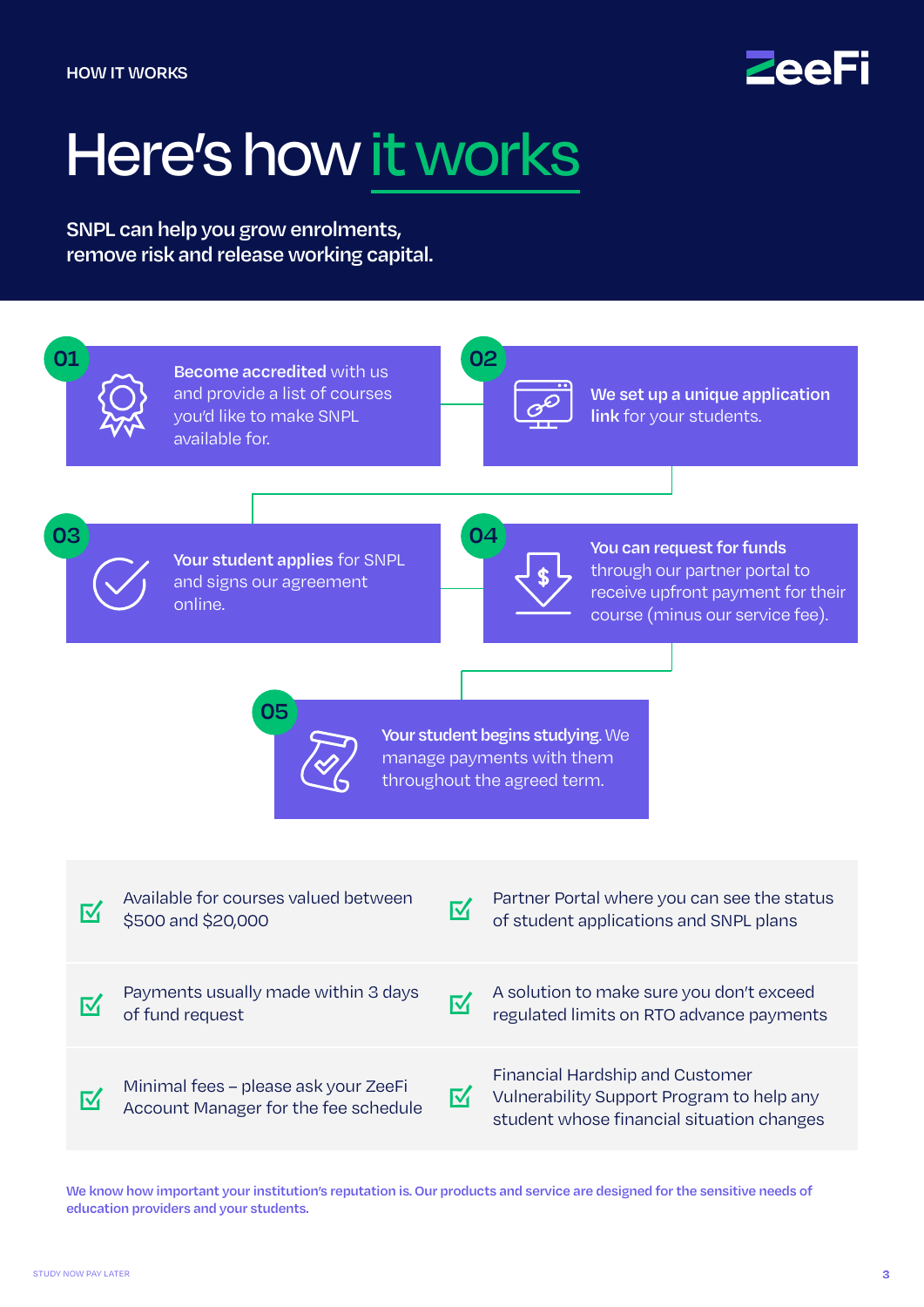HOW IT WORKS

# Here's how it works

**SNPL can help you grow enrolments, remove risk and release working capital.**

**01** **Become accredited** with us and provide a list of courses you'd like to make SNPL available for.

**02** **We set up a unique application link** for your students.

**03** **Your student applies** for SNPL and signs our agreement online.

**04** **You can request for funds** through our partner portal to receive upfront payment for their course (minus our service fee).

**05** **Your student begins studying.** We manage payments with them throughout the agreed term.

- Available for courses valued between $500 and $20,000
- Partner Portal where you can see the status of student applications and SNPL plans
- Payments usually made within 3 days of fund request
- A solution to make sure you don't exceed regulated limits on RTO advance payments
- Minimal fees – please ask your ZeeFi Account Manager for the fee schedule
- Financial Hardship and Customer Vulnerability Support Program to help any student whose financial situation changes

**We know how important your institution's reputation is. Our products and service are designed for the sensitive needs of education providers and your students.**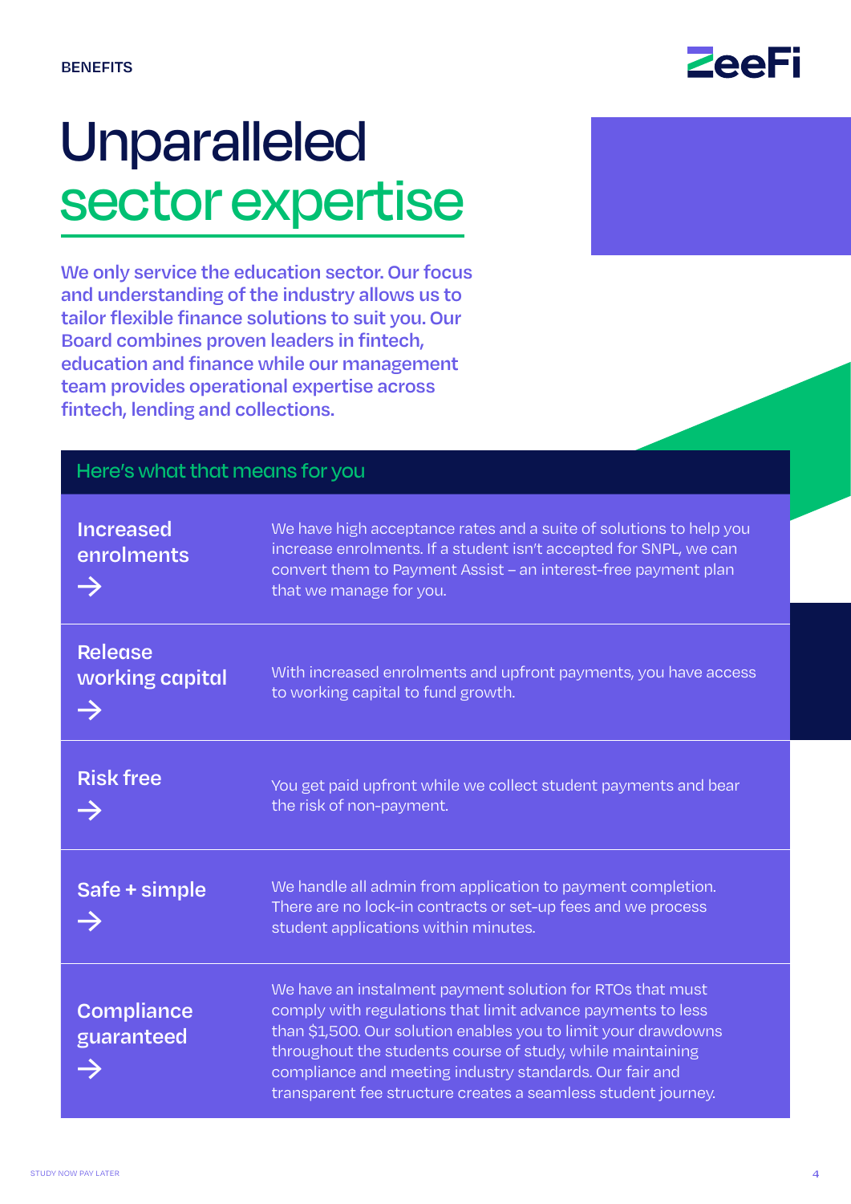BENEFITS

# Unparalleled sector expertise

**We only service the education sector. Our focus and understanding of the industry allows us to tailor flexible finance solutions to suit you. Our Board combines proven leaders in fintech, education and finance while our management team provides operational expertise across fintech, lending and collections.**

## Here's what that means for you

| Benefit | Description |
| --- | --- |
| **Increased enrolments →** | We have high acceptance rates and a suite of solutions to help you increase enrolments. If a student isn't accepted for SNPL, we can convert them to Payment Assist – an interest-free payment plan that we manage for you. |
| **Release working capital →** | With increased enrolments and upfront payments, you have access to working capital to fund growth. |
| **Risk free →** | You get paid upfront while we collect student payments and bear the risk of non-payment. |
| **Safe + simple →** | We handle all admin from application to payment completion. There are no lock-in contracts or set-up fees and we process student applications within minutes. |
| **Compliance guaranteed →** | We have an instalment payment solution for RTOs that must comply with regulations that limit advance payments to less than $1,500. Our solution enables you to limit your drawdowns throughout the students course of study, while maintaining compliance and meeting industry standards. Our fair and transparent fee structure creates a seamless student journey. |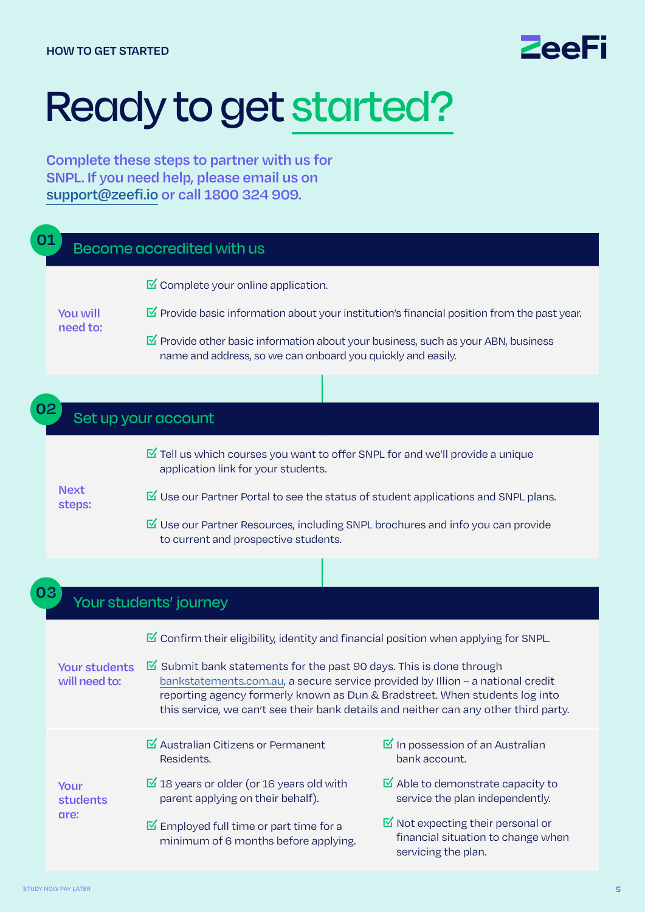HOW TO GET STARTED

# Ready to get started?

**Complete these steps to partner with us for SNPL. If you need help, please email us on support@zeefi.io or call 1800 324 909.**

## 01 Become accredited with us

**You will need to:**

- Complete your online application.
- Provide basic information about your institution's financial position from the past year.
- Provide other basic information about your business, such as your ABN, business name and address, so we can onboard you quickly and easily.

## 02 Set up your account

**Next steps:**

- Tell us which courses you want to offer SNPL for and we'll provide a unique application link for your students.
- Use our Partner Portal to see the status of student applications and SNPL plans.
- Use our Partner Resources, including SNPL brochures and info you can provide to current and prospective students.

## 03 Your students' journey

**Your students will need to:**

- Confirm their eligibility, identity and financial position when applying for SNPL.
- Submit bank statements for the past 90 days. This is done through bankstatements.com.au, a secure service provided by Illion – a national credit reporting agency formerly known as Dun & Bradstreet. When students log into this service, we can't see their bank details and neither can any other third party.

**Your students are:**

- Australian Citizens or Permanent Residents.
- 18 years or older (or 16 years old with parent applying on their behalf).
- Employed full time or part time for a minimum of 6 months before applying.
- In possession of an Australian bank account.
- Able to demonstrate capacity to service the plan independently.
- Not expecting their personal or financial situation to change when servicing the plan.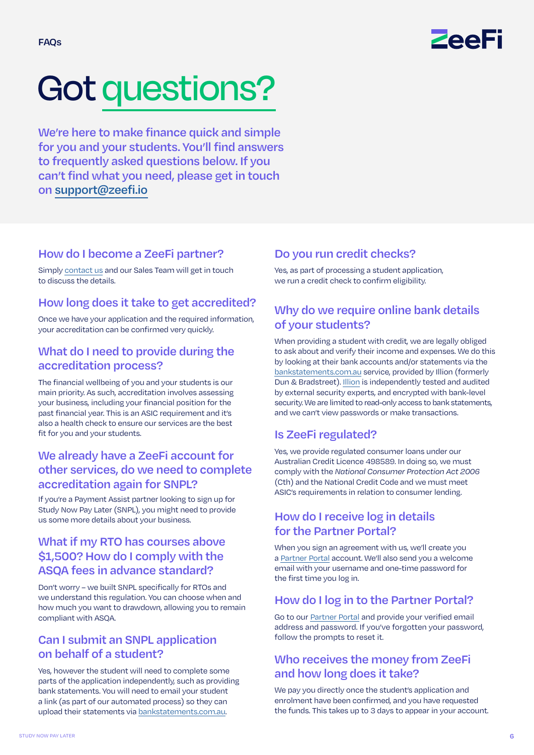FAQs

# Got questions?

We're here to make finance quick and simple for you and your students. You'll find answers to frequently asked questions below. If you can't find what you need, please get in touch on support@zeefi.io

## How do I become a ZeeFi partner?

Simply contact us and our Sales Team will get in touch to discuss the details.

## How long does it take to get accredited?

Once we have your application and the required information, your accreditation can be confirmed very quickly.

## What do I need to provide during the accreditation process?

The financial wellbeing of you and your students is our main priority. As such, accreditation involves assessing your business, including your financial position for the past financial year. This is an ASIC requirement and it's also a health check to ensure our services are the best fit for you and your students.

## We already have a ZeeFi account for other services, do we need to complete accreditation again for SNPL?

If you're a Payment Assist partner looking to sign up for Study Now Pay Later (SNPL), you might need to provide us some more details about your business.

## What if my RTO has courses above $1,500? How do I comply with the ASQA fees in advance standard?

Don't worry – we built SNPL specifically for RTOs and we understand this regulation. You can choose when and how much you want to drawdown, allowing you to remain compliant with ASQA.

## Can I submit an SNPL application on behalf of a student?

Yes, however the student will need to complete some parts of the application independently, such as providing bank statements. You will need to email your student a link (as part of our automated process) so they can upload their statements via bankstatements.com.au.

## Do you run credit checks?

Yes, as part of processing a student application, we run a credit check to confirm eligibility.

## Why do we require online bank details of your students?

When providing a student with credit, we are legally obliged to ask about and verify their income and expenses. We do this by looking at their bank accounts and/or statements via the bankstatements.com.au service, provided by Illion (formerly Dun & Bradstreet). Illion is independently tested and audited by external security experts, and encrypted with bank-level security. We are limited to read-only access to bank statements, and we can't view passwords or make transactions.

## Is ZeeFi regulated?

Yes, we provide regulated consumer loans under our Australian Credit Licence 498589. In doing so, we must comply with the *National Consumer Protection Act 2006* (Cth) and the National Credit Code and we must meet ASIC's requirements in relation to consumer lending.

## How do I receive log in details for the Partner Portal?

When you sign an agreement with us, we'll create you a Partner Portal account. We'll also send you a welcome email with your username and one-time password for the first time you log in.

## How do I log in to the Partner Portal?

Go to our Partner Portal and provide your verified email address and password. If you've forgotten your password, follow the prompts to reset it.

## Who receives the money from ZeeFi and how long does it take?

We pay you directly once the student's application and enrolment have been confirmed, and you have requested the funds. This takes up to 3 days to appear in your account.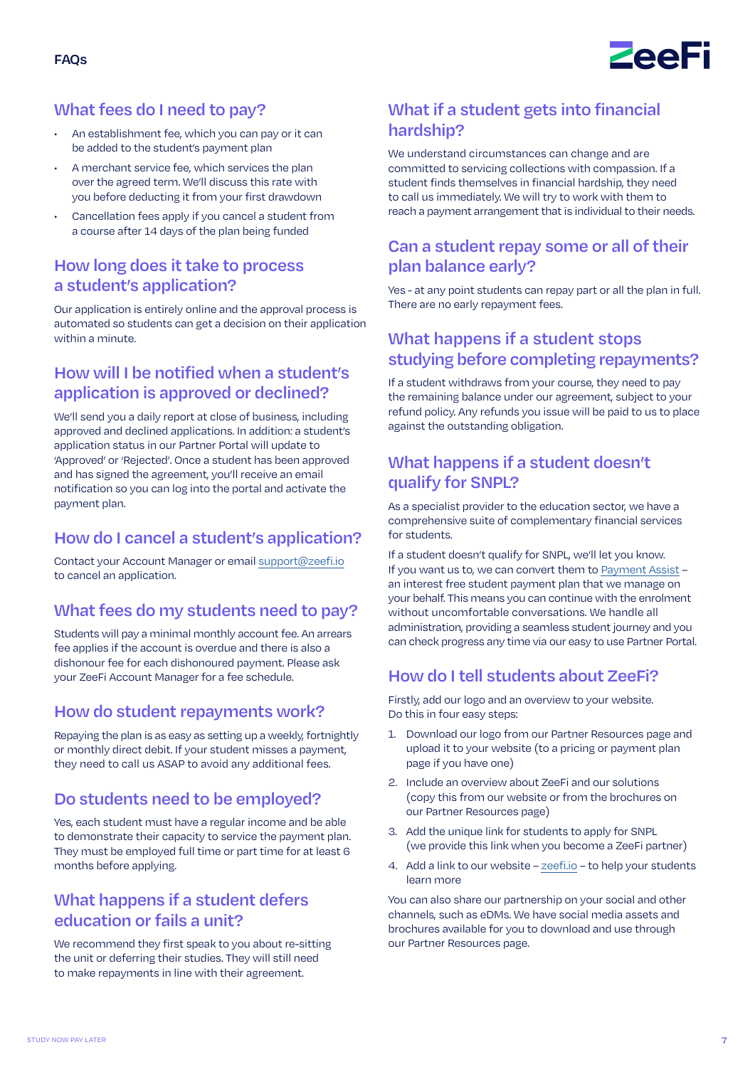# FAQs

## What fees do I need to pay?

- An establishment fee, which you can pay or it can be added to the student's payment plan
- A merchant service fee, which services the plan over the agreed term. We'll discuss this rate with you before deducting it from your first drawdown
- Cancellation fees apply if you cancel a student from a course after 14 days of the plan being funded

## How long does it take to process a student's application?

Our application is entirely online and the approval process is automated so students can get a decision on their application within a minute.

## How will I be notified when a student's application is approved or declined?

We'll send you a daily report at close of business, including approved and declined applications. In addition: a student's application status in our Partner Portal will update to 'Approved' or 'Rejected'. Once a student has been approved and has signed the agreement, you'll receive an email notification so you can log into the portal and activate the payment plan.

## How do I cancel a student's application?

Contact your Account Manager or email support@zeefi.io to cancel an application.

## What fees do my students need to pay?

Students will pay a minimal monthly account fee. An arrears fee applies if the account is overdue and there is also a dishonour fee for each dishonoured payment. Please ask your ZeeFi Account Manager for a fee schedule.

## How do student repayments work?

Repaying the plan is as easy as setting up a weekly, fortnightly or monthly direct debit. If your student misses a payment, they need to call us ASAP to avoid any additional fees.

## Do students need to be employed?

Yes, each student must have a regular income and be able to demonstrate their capacity to service the payment plan. They must be employed full time or part time for at least 6 months before applying.

## What happens if a student defers education or fails a unit?

We recommend they first speak to you about re-sitting the unit or deferring their studies. They will still need to make repayments in line with their agreement.

## What if a student gets into financial hardship?

We understand circumstances can change and are committed to servicing collections with compassion. If a student finds themselves in financial hardship, they need to call us immediately. We will try to work with them to reach a payment arrangement that is individual to their needs.

## Can a student repay some or all of their plan balance early?

Yes - at any point students can repay part or all the plan in full. There are no early repayment fees.

## What happens if a student stops studying before completing repayments?

If a student withdraws from your course, they need to pay the remaining balance under our agreement, subject to your refund policy. Any refunds you issue will be paid to us to place against the outstanding obligation.

## What happens if a student doesn't qualify for SNPL?

As a specialist provider to the education sector, we have a comprehensive suite of complementary financial services for students.

If a student doesn't qualify for SNPL, we'll let you know. If you want us to, we can convert them to Payment Assist – an interest free student payment plan that we manage on your behalf. This means you can continue with the enrolment without uncomfortable conversations. We handle all administration, providing a seamless student journey and you can check progress any time via our easy to use Partner Portal.

## How do I tell students about ZeeFi?

Firstly, add our logo and an overview to your website. Do this in four easy steps:

1. Download our logo from our Partner Resources page and upload it to your website (to a pricing or payment plan page if you have one)
2. Include an overview about ZeeFi and our solutions (copy this from our website or from the brochures on our Partner Resources page)
3. Add the unique link for students to apply for SNPL (we provide this link when you become a ZeeFi partner)
4. Add a link to our website – zeefi.io – to help your students learn more

You can also share our partnership on your social and other channels, such as eDMs. We have social media assets and brochures available for you to download and use through our Partner Resources page.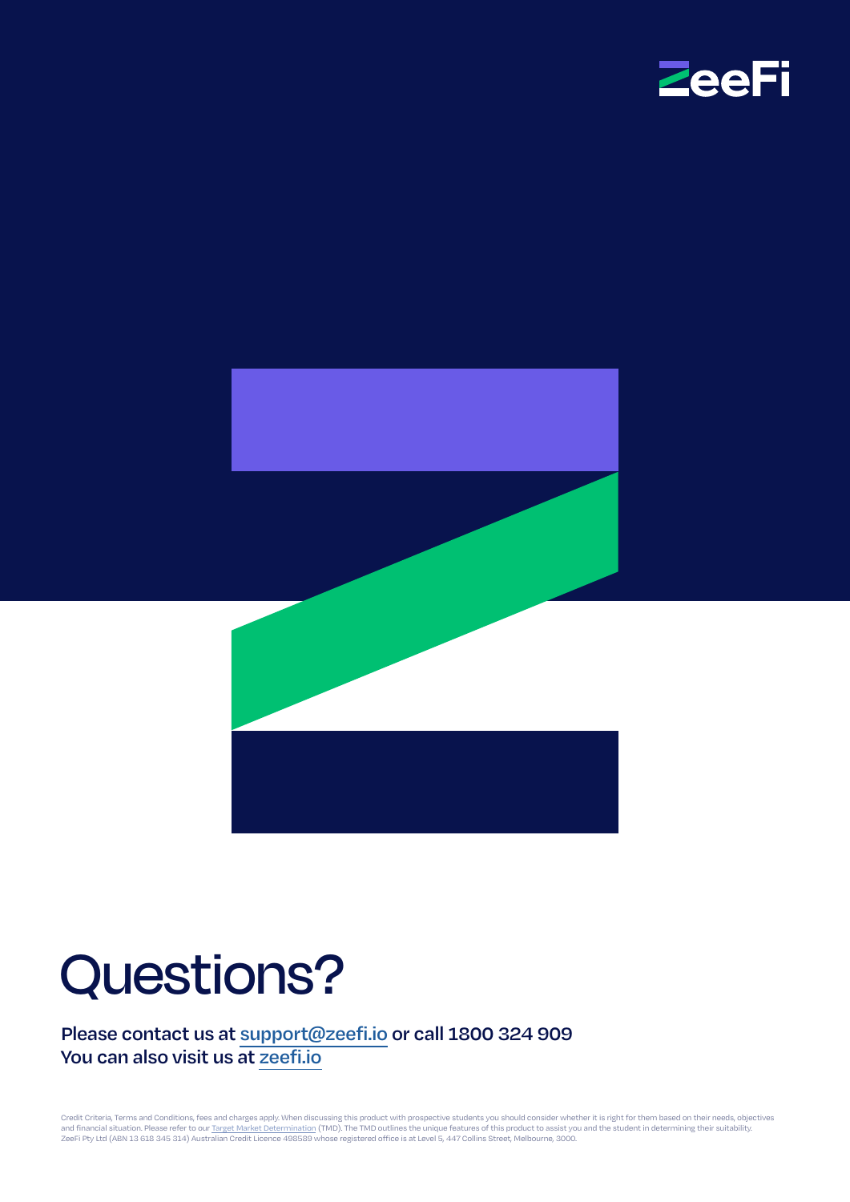ZeeFi

# Questions?

Please contact us at support@zeefi.io or call 1800 324 909
You can also visit us at zeefi.io

Credit Criteria, Terms and Conditions, fees and charges apply. When discussing this product with prospective students you should consider whether it is right for them based on their needs, objectives and financial situation. Please refer to our Target Market Determination (TMD). The TMD outlines the unique features of this product to assist you and the student in determining their suitability.
ZeeFi Pty Ltd (ABN 13 618 345 314) Australian Credit Licence 498589 whose registered office is at Level 5, 447 Collins Street, Melbourne, 3000.